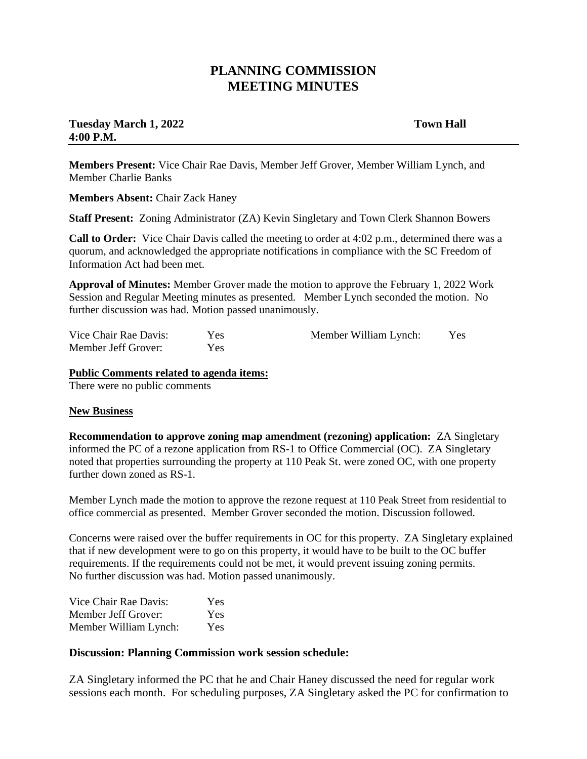# PLANNING COMMISSION MEETING MINUTES

**Tuesday March 1, 2022** **Town Hall**
**4:00 P.M.**

---

**Members Present:** Vice Chair Rae Davis, Member Jeff Grover, Member William Lynch, and Member Charlie Banks

**Members Absent:** Chair Zack Haney

**Staff Present:** Zoning Administrator (ZA) Kevin Singletary and Town Clerk Shannon Bowers

**Call to Order:** Vice Chair Davis called the meeting to order at 4:02 p.m., determined there was a quorum, and acknowledged the appropriate notifications in compliance with the SC Freedom of Information Act had been met.

**Approval of Minutes:** Member Grover made the motion to approve the February 1, 2022 Work Session and Regular Meeting minutes as presented. Member Lynch seconded the motion. No further discussion was had. Motion passed unanimously.

| | | | |
|---|---|---|---|
| Vice Chair Rae Davis: | Yes | Member William Lynch: | Yes |
| Member Jeff Grover: | Yes | | |

**Public Comments related to agenda items:**
There were no public comments

**New Business**

**Recommendation to approve zoning map amendment (rezoning) application:** ZA Singletary informed the PC of a rezone application from RS-1 to Office Commercial (OC). ZA Singletary noted that properties surrounding the property at 110 Peak St. were zoned OC, with one property further down zoned as RS-1.

Member Lynch made the motion to approve the rezone request at 110 Peak Street from residential to office commercial as presented. Member Grover seconded the motion. Discussion followed.

Concerns were raised over the buffer requirements in OC for this property. ZA Singletary explained that if new development were to go on this property, it would have to be built to the OC buffer requirements. If the requirements could not be met, it would prevent issuing zoning permits. No further discussion was had. Motion passed unanimously.

| | |
|---|---|
| Vice Chair Rae Davis: | Yes |
| Member Jeff Grover: | Yes |
| Member William Lynch: | Yes |

**Discussion: Planning Commission work session schedule:**

ZA Singletary informed the PC that he and Chair Haney discussed the need for regular work sessions each month. For scheduling purposes, ZA Singletary asked the PC for confirmation to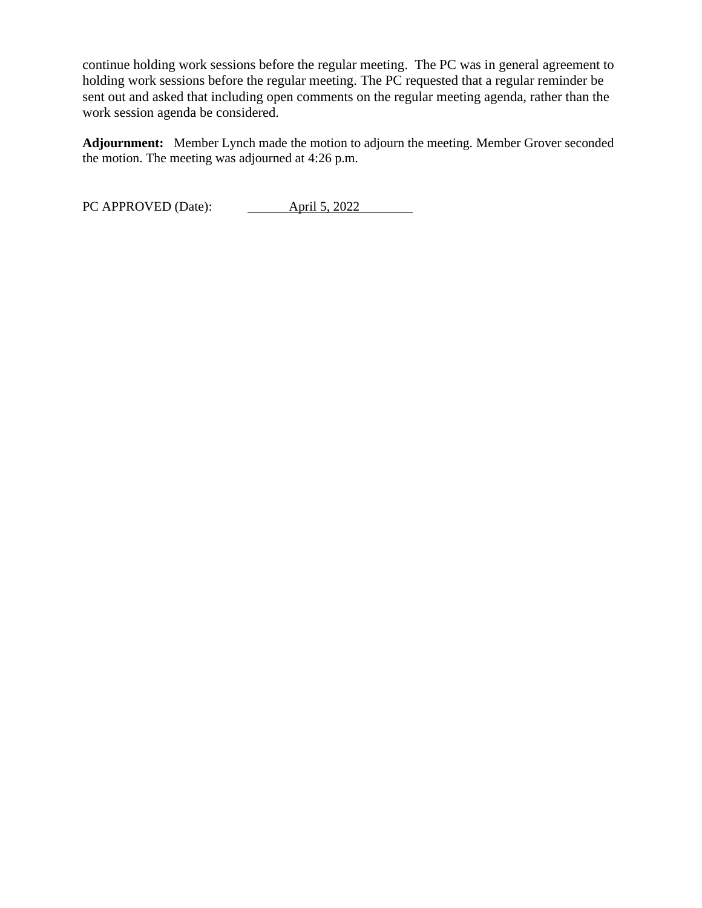continue holding work sessions before the regular meeting. The PC was in general agreement to holding work sessions before the regular meeting. The PC requested that a regular reminder be sent out and asked that including open comments on the regular meeting agenda, rather than the work session agenda be considered.

**Adjournment:** Member Lynch made the motion to adjourn the meeting. Member Grover seconded the motion. The meeting was adjourned at 4:26 p.m.

PC APPROVED (Date): April 5, 2022